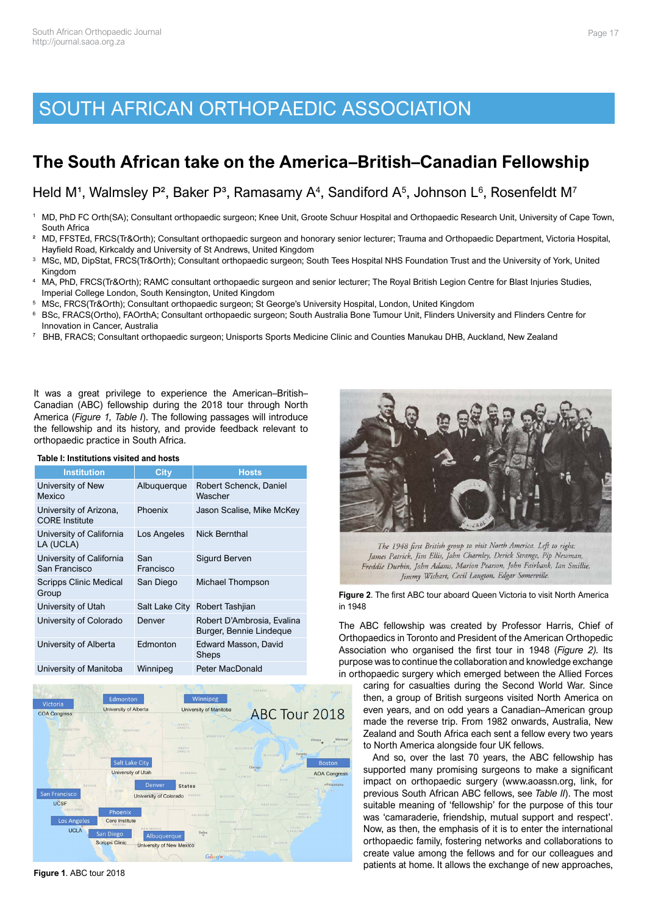# SOUTH AFRICAN ORTHOPAEDIC ASSOCIATION

## The South African take on the America–British–Canadian Fellowship

Held M[1], Walmsley P[2], Baker P[3], Ramasamy A[4], Sandiford A[5], Johnson L[6], Rosenfeldt M[7]

[1] MD, PhD FC Orth(SA); Consultant orthopaedic surgeon; Knee Unit, Groote Schuur Hospital and Orthopaedic Research Unit, University of Cape Town, South Africa

[2] MD, FFSTEd, FRCS(Tr&Orth); Consultant orthopaedic surgeon and honorary senior lecturer; Trauma and Orthopaedic Department, Victoria Hospital, Hayfield Road, Kirkcaldy and University of St Andrews, United Kingdom

[3] MSc, MD, DipStat, FRCS(Tr&Orth); Consultant orthopaedic surgeon; South Tees Hospital NHS Foundation Trust and the University of York, United Kingdom

[4] MA, PhD, FRCS(Tr&Orth); RAMC consultant orthopaedic surgeon and senior lecturer; The Royal British Legion Centre for Blast Injuries Studies, Imperial College London, South Kensington, United Kingdom

[5] MSc, FRCS(Tr&Orth); Consultant orthopaedic surgeon; St George's University Hospital, London, United Kingdom

[6] BSc, FRACS(Ortho), FAOrthA; Consultant orthopaedic surgeon; South Australia Bone Tumour Unit, Flinders University and Flinders Centre for Innovation in Cancer, Australia

[7] BHB, FRACS; Consultant orthopaedic surgeon; Unisports Sports Medicine Clinic and Counties Manukau DHB, Auckland, New Zealand

It was a great privilege to experience the American–British–Canadian (ABC) fellowship during the 2018 tour through North America (*Figure 1, Table I*). The following passages will introduce the fellowship and its history, and provide feedback relevant to orthopaedic practice in South Africa.

**Table I: Institutions visited and hosts**

| Institution | City | Hosts |
|---|---|---|
| University of New Mexico | Albuquerque | Robert Schenck, Daniel Wascher |
| University of Arizona, CORE Institute | Phoenix | Jason Scalise, Mike McKey |
| University of California LA (UCLA) | Los Angeles | Nick Bernthal |
| University of California San Francisco | San Francisco | Sigurd Berven |
| Scripps Clinic Medical Group | San Diego | Michael Thompson |
| University of Utah | Salt Lake City | Robert Tashjian |
| University of Colorado | Denver | Robert D'Ambrosia, Evalina Burger, Bennie Lindeque |
| University of Alberta | Edmonton | Edward Masson, David Sheps |
| University of Manitoba | Winnipeg | Peter MacDonald |

**Figure 1**. ABC tour 2018

*The 1948 first British group to visit North America. Left to right: James Patrick, Jim Ellis, John Charnley, Derick Strange, Pip Newman, Freddie Durbin, John Adams, Marion Pearson, John Fairbank, Ian Smillie, Jimmy Wishart, Cecil Langton, Edgar Somerville.*

**Figure 2**. The first ABC tour aboard Queen Victoria to visit North America in 1948

The ABC fellowship was created by Professor Harris, Chief of Orthopaedics in Toronto and President of the American Orthopedic Association who organised the first tour in 1948 (*Figure 2).* Its purpose was to continue the collaboration and knowledge exchange in orthopaedic surgery which emerged between the Allied Forces caring for casualties during the Second World War. Since then, a group of British surgeons visited North America on even years, and on odd years a Canadian–American group made the reverse trip. From 1982 onwards, Australia, New Zealand and South Africa each sent a fellow every two years to North America alongside four UK fellows.

And so, over the last 70 years, the ABC fellowship has supported many promising surgeons to make a significant impact on orthopaedic surgery (www.aoassn.org, link, for previous South African ABC fellows, see *Table II*). The most suitable meaning of 'fellowship' for the purpose of this tour was 'camaraderie, friendship, mutual support and respect'. Now, as then, the emphasis of it is to enter the international orthopaedic family, fostering networks and collaborations to create value among the fellows and for our colleagues and patients at home. It allows the exchange of new approaches,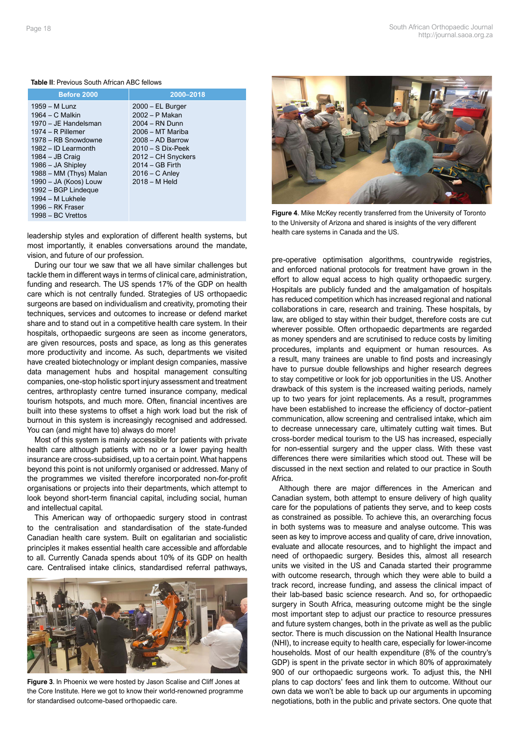**Table II**: Previous South African ABC fellows

| Before 2000 | 2000–2018 |
|---|---|
| 1959 – M Lunz | 2000 – EL Burger |
| 1964 – C Malkin | 2002 – P Makan |
| 1970 – JE Handelsman | 2004 – RN Dunn |
| 1974 – R Pillemer | 2006 – MT Mariba |
| 1978 – RB Snowdowne | 2008 – AD Barrow |
| 1982 – ID Learmonth | 2010 – S Dix-Peek |
| 1984 – JB Craig | 2012 – CH Snyckers |
| 1986 – JA Shipley | 2014 – GB Firth |
| 1988 – MM (Thys) Malan | 2016 – C Anley |
| 1990 – JA (Koos) Louw | 2018 – M Held |
| 1992 – BGP Lindeque | |
| 1994 – M Lukhele | |
| 1996 – RK Fraser | |
| 1998 – BC Vrettos | |

leadership styles and exploration of different health systems, but most importantly, it enables conversations around the mandate, vision, and future of our profession.

During our tour we saw that we all have similar challenges but tackle them in different ways in terms of clinical care, administration, funding and research. The US spends 17% of the GDP on health care which is not centrally funded. Strategies of US orthopaedic surgeons are based on individualism and creativity, promoting their techniques, services and outcomes to increase or defend market share and to stand out in a competitive health care system. In their hospitals, orthopaedic surgeons are seen as income generators, are given resources, posts and space, as long as this generates more productivity and income. As such, departments we visited have created biotechnology or implant design companies, massive data management hubs and hospital management consulting companies, one-stop holistic sport injury assessment and treatment centres, arthroplasty centre turned insurance company, medical tourism hotspots, and much more. Often, financial incentives are built into these systems to offset a high work load but the risk of burnout in this system is increasingly recognised and addressed. You can (and might have to) always do more!

Most of this system is mainly accessible for patients with private health care although patients with no or a lower paying health insurance are cross-subsidised, up to a certain point. What happens beyond this point is not uniformly organised or addressed. Many of the programmes we visited therefore incorporated non-for-profit organisations or projects into their departments, which attempt to look beyond short-term financial capital, including social, human and intellectual capital.

This American way of orthopaedic surgery stood in contrast to the centralisation and standardisation of the state-funded Canadian health care system. Built on egalitarian and socialistic principles it makes essential health care accessible and affordable to all. Currently Canada spends about 10% of its GDP on health care. Centralised intake clinics, standardised referral pathways,

**Figure 3**. In Phoenix we were hosted by Jason Scalise and Cliff Jones at the Core Institute. Here we got to know their world-renowned programme for standardised outcome-based orthopaedic care.

**Figure 4**. Mike McKey recently transferred from the University of Toronto to the University of Arizona and shared is insights of the very different health care systems in Canada and the US.

pre-operative optimisation algorithms, countrywide registries, and enforced national protocols for treatment have grown in the effort to allow equal access to high quality orthopaedic surgery. Hospitals are publicly funded and the amalgamation of hospitals has reduced competition which has increased regional and national collaborations in care, research and training. These hospitals, by law, are obliged to stay within their budget, therefore costs are cut wherever possible. Often orthopaedic departments are regarded as money spenders and are scrutinised to reduce costs by limiting procedures, implants and equipment or human resources. As a result, many trainees are unable to find posts and increasingly have to pursue double fellowships and higher research degrees to stay competitive or look for job opportunities in the US. Another drawback of this system is the increased waiting periods, namely up to two years for joint replacements. As a result, programmes have been established to increase the efficiency of doctor–patient communication, allow screening and centralised intake, which aim to decrease unnecessary care, ultimately cutting wait times. But cross-border medical tourism to the US has increased, especially for non-essential surgery and the upper class. With these vast differences there were similarities which stood out. These will be discussed in the next section and related to our practice in South Africa.

Although there are major differences in the American and Canadian system, both attempt to ensure delivery of high quality care for the populations of patients they serve, and to keep costs as constrained as possible. To achieve this, an overarching focus in both systems was to measure and analyse outcome. This was seen as key to improve access and quality of care, drive innovation, evaluate and allocate resources, and to highlight the impact and need of orthopaedic surgery. Besides this, almost all research units we visited in the US and Canada started their programme with outcome research, through which they were able to build a track record, increase funding, and assess the clinical impact of their lab-based basic science research. And so, for orthopaedic surgery in South Africa, measuring outcome might be the single most important step to adjust our practice to resource pressures and future system changes, both in the private as well as the public sector. There is much discussion on the National Health Insurance (NHI), to increase equity to health care, especially for lower-income households. Most of our health expenditure (8% of the country's GDP) is spent in the private sector in which 80% of approximately 900 of our orthopaedic surgeons work. To adjust this, the NHI plans to cap doctors' fees and link them to outcome. Without our own data we won't be able to back up our arguments in upcoming negotiations, both in the public and private sectors. One quote that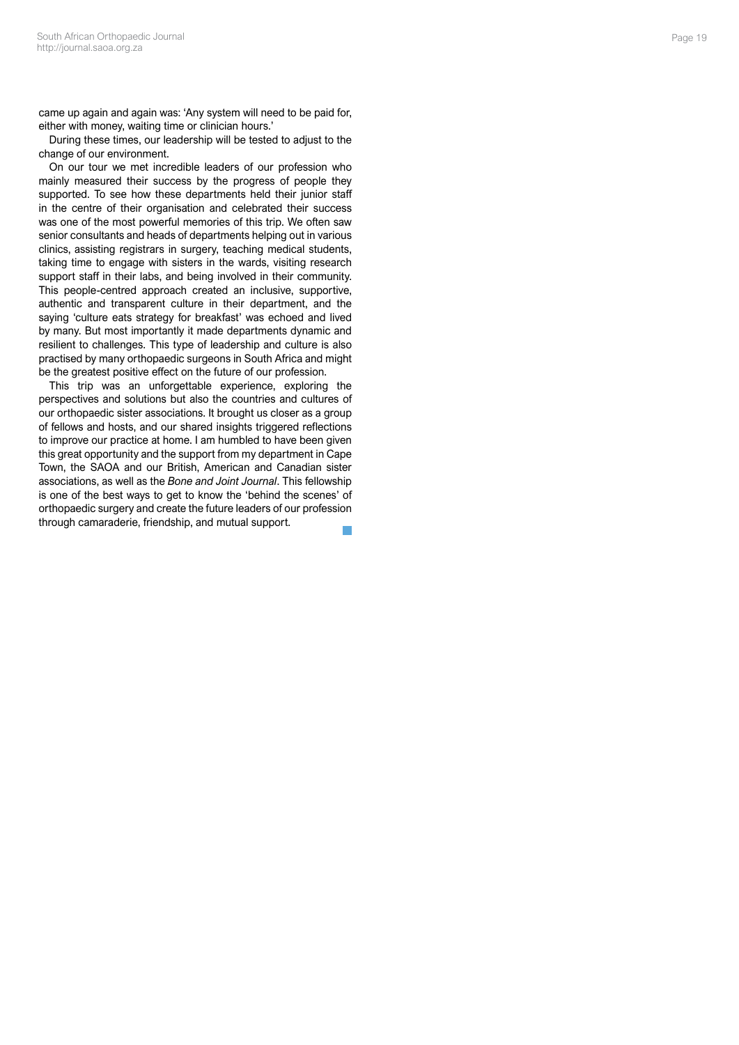came up again and again was: 'Any system will need to be paid for, either with money, waiting time or clinician hours.'

During these times, our leadership will be tested to adjust to the change of our environment.

On our tour we met incredible leaders of our profession who mainly measured their success by the progress of people they supported. To see how these departments held their junior staff in the centre of their organisation and celebrated their success was one of the most powerful memories of this trip. We often saw senior consultants and heads of departments helping out in various clinics, assisting registrars in surgery, teaching medical students, taking time to engage with sisters in the wards, visiting research support staff in their labs, and being involved in their community. This people-centred approach created an inclusive, supportive, authentic and transparent culture in their department, and the saying 'culture eats strategy for breakfast' was echoed and lived by many. But most importantly it made departments dynamic and resilient to challenges. This type of leadership and culture is also practised by many orthopaedic surgeons in South Africa and might be the greatest positive effect on the future of our profession.

This trip was an unforgettable experience, exploring the perspectives and solutions but also the countries and cultures of our orthopaedic sister associations. It brought us closer as a group of fellows and hosts, and our shared insights triggered reflections to improve our practice at home. I am humbled to have been given this great opportunity and the support from my department in Cape Town, the SAOA and our British, American and Canadian sister associations, as well as the *Bone and Joint Journal*. This fellowship is one of the best ways to get to know the 'behind the scenes' of orthopaedic surgery and create the future leaders of our profession through camaraderie, friendship, and mutual support.